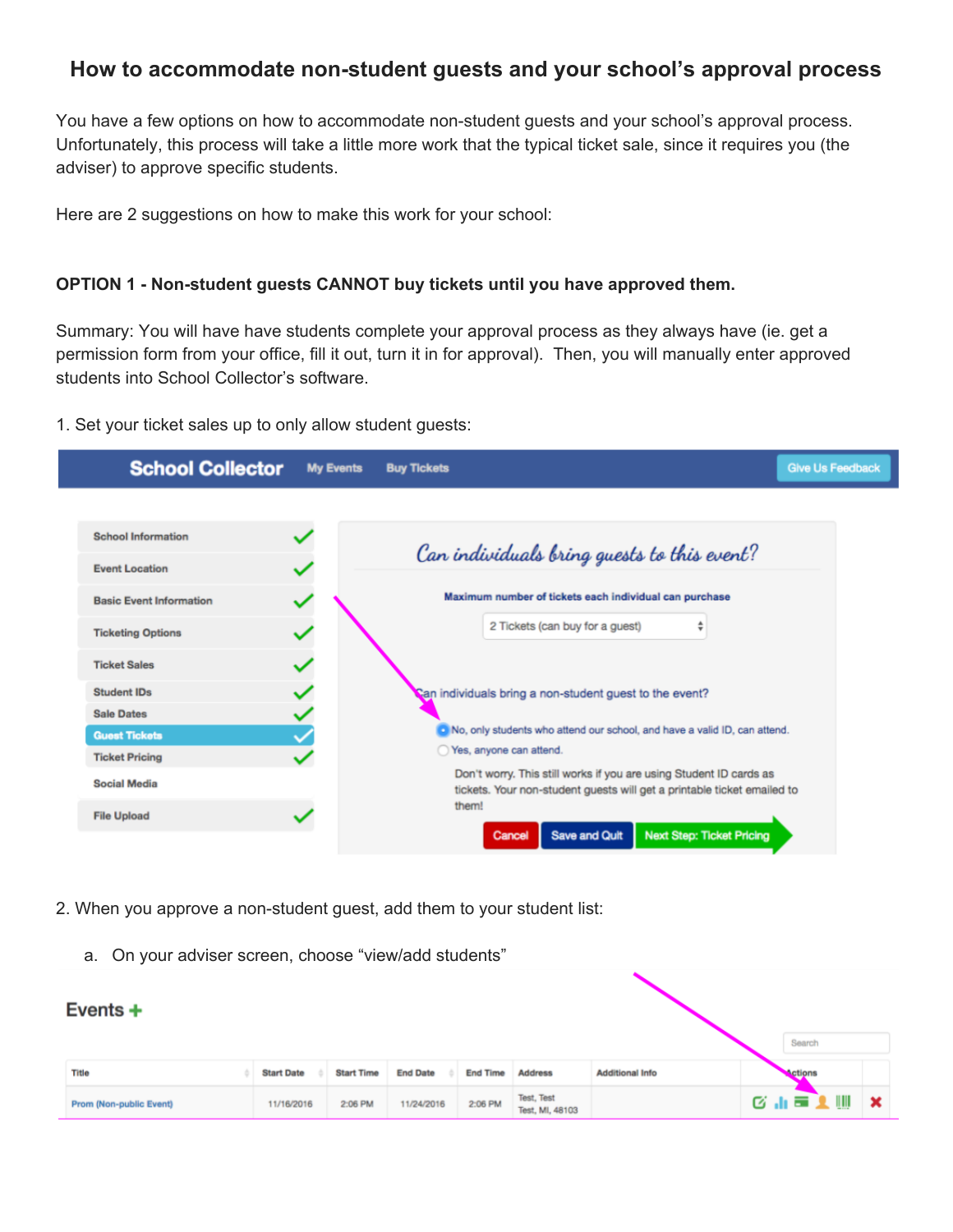# How to accommodate non-student guests and your school's approval process

You have a few options on how to accommodate non-student guests and your school's approval process. Unfortunately, this process will take a little more work that the typical ticket sale, since it requires you (the adviser) to approve specific students.

Here are 2 suggestions on how to make this work for your school:

**OPTION 1 - Non-student guests CANNOT buy tickets until you have approved them.**

Summary: You will have have students complete your approval process as they always have (ie. get a permission form from your office, fill it out, turn it in for approval). Then, you will manually enter approved students into School Collector's software.

1. Set your ticket sales up to only allow student guests:

2. When you approve a non-student guest, add them to your student list:

   a. On your adviser screen, choose "view/add students"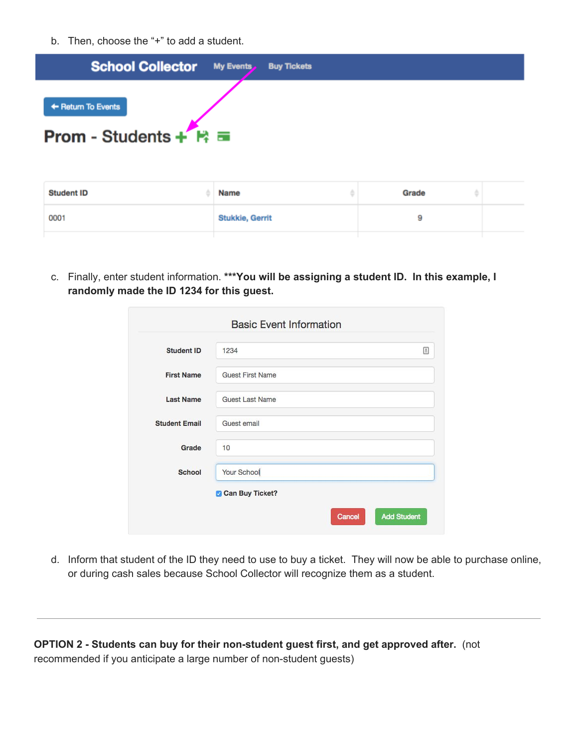b. Then, choose the "+" to add a student.

School Collector My Events Buy Tickets

Return To Events

Prom - Students

| Student ID | Name | Grade |
| --- | --- | --- |
| 0001 | Stukkie, Gerrit | 9 |

c. Finally, enter student information. **\*\*\*You will be assigning a student ID. In this example, I randomly made the ID 1234 for this guest.**

Basic Event Information

| Field | Value |
| --- | --- |
| Student ID | 1234 |
| First Name | Guest First Name |
| Last Name | Guest Last Name |
| Student Email | Guest email |
| Grade | 10 |
| School | Your School |

Can Buy Ticket?

Cancel Add Student

d. Inform that student of the ID they need to use to buy a ticket. They will now be able to purchase online, or during cash sales because School Collector will recognize them as a student.

---

**OPTION 2 - Students can buy for their non-student guest first, and get approved after.** (not recommended if you anticipate a large number of non-student guests)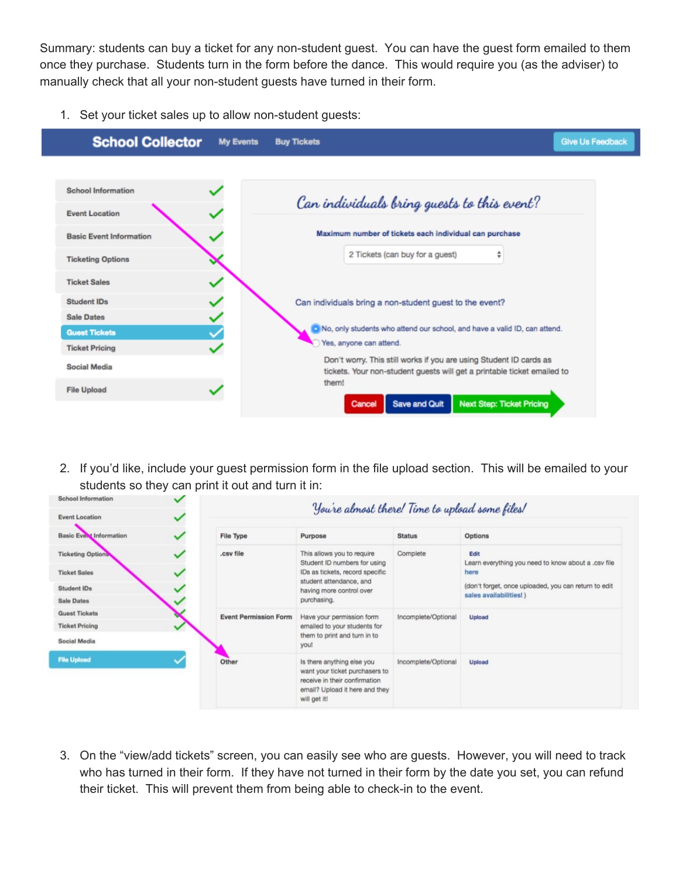Summary: students can buy a ticket for any non-student guest. You can have the guest form emailed to them once they purchase. Students turn in the form before the dance. This would require you (as the adviser) to manually check that all your non-student guests have turned in their form.

1. Set your ticket sales up to allow non-student guests:

School Collector | My Events | Buy Tickets | Give Us Feedback

- School Information
- Event Location
- Basic Event Information
- Ticketing Options
- Ticket Sales
- Student IDs
- Sale Dates
- Guest Tickets
- Ticket Pricing
- Social Media
- File Upload

*Can individuals bring guests to this event?*

Maximum number of tickets each individual can purchase

2 Tickets (can buy for a guest)

Can individuals bring a non-student guest to the event?

- No, only students who attend our school, and have a valid ID, can attend.
- Yes, anyone can attend.

Don't worry. This still works if you are using Student ID cards as tickets. Your non-student guests will get a printable ticket emailed to them!

Cancel | Save and Quit | Next Step: Ticket Pricing

2. If you'd like, include your guest permission form in the file upload section. This will be emailed to your students so they can print it out and turn it in:

- School Information
- Event Location
- Basic Event Information
- Ticketing Options
- Ticket Sales
- Student IDs
- Sale Dates
- Guest Tickets
- Ticket Pricing
- Social Media
- File Upload

*You're almost there! Time to upload some files!*

| File Type | Purpose | Status | Options |
| --- | --- | --- | --- |
| .csv file | This allows you to require Student ID numbers for using IDs as tickets, record specific student attendance, and having more control over purchasing. | Complete | Edit<br>Learn everything you need to know about a .csv file here<br>(don't forget, once uploaded, you can return to edit sales availabilities! ) |
| Event Permission Form | Have your permission form emailed to your students for them to print and turn in to you! | Incomplete/Optional | Upload |
| Other | Is there anything else you want your ticket purchasers to receive in their confirmation email? Upload it here and they will get it! | Incomplete/Optional | Upload |

3. On the "view/add tickets" screen, you can easily see who are guests. However, you will need to track who has turned in their form. If they have not turned in their form by the date you set, you can refund their ticket. This will prevent them from being able to check-in to the event.